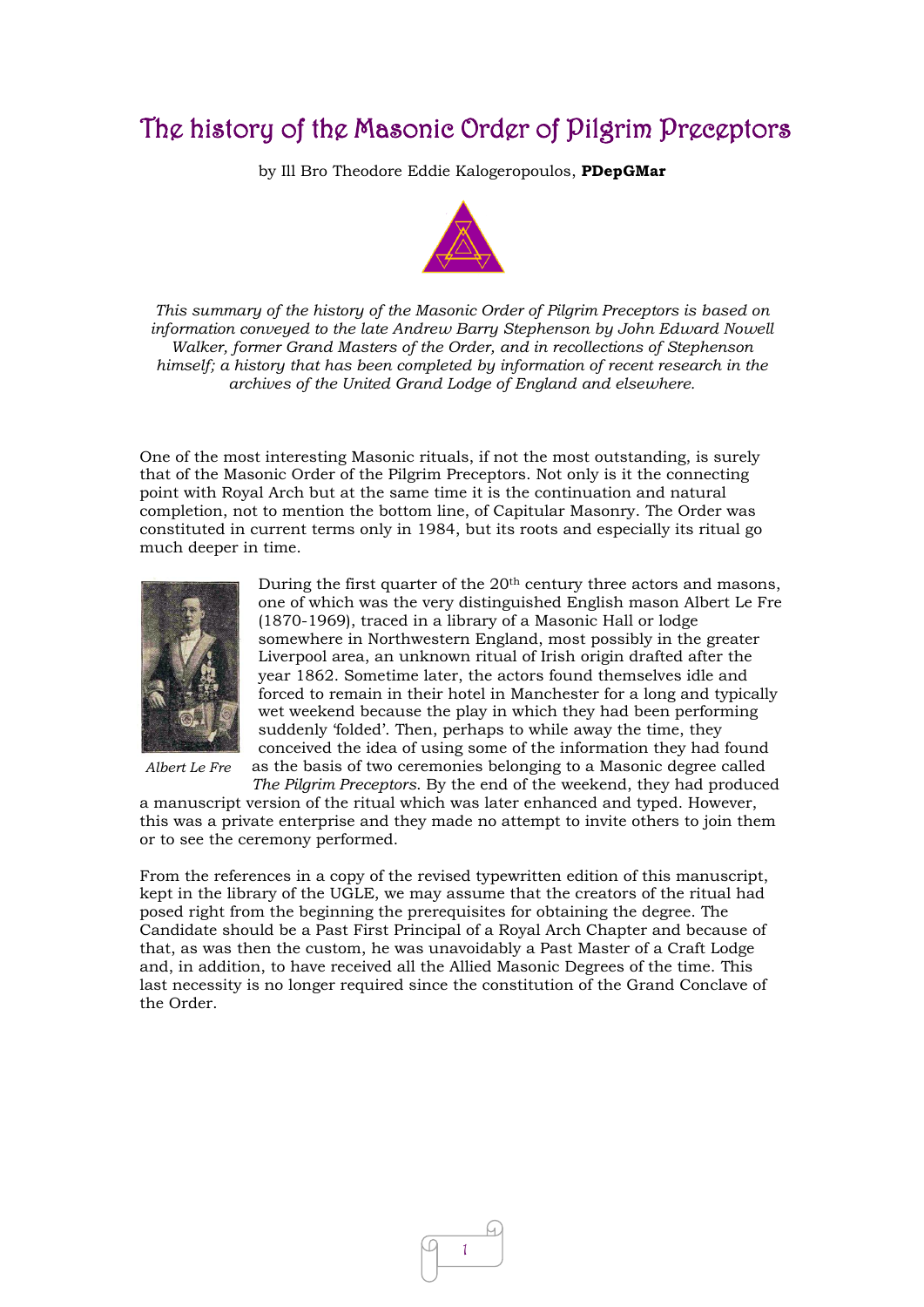# The history of the Masonic Order of Pilgrim Preceptors

by Ill Bro Theodore Eddie Kalogeropoulos, **PDepGMar**

*This summary of the history of the Masonic Order of Pilgrim Preceptors is based on information conveyed to the late Andrew Barry Stephenson by John Edward Nowell Walker, former Grand Masters of the Order, and in recollections of Stephenson himself; a history that has been completed by information of recent research in the archives of the United Grand Lodge of England and elsewhere.*

One of the most interesting Masonic rituals, if not the most outstanding, is surely that of the Masonic Order of the Pilgrim Preceptors. Not only is it the connecting point with Royal Arch but at the same time it is the continuation and natural completion, not to mention the bottom line, of Capitular Masonry. The Order was constituted in current terms only in 1984, but its roots and especially its ritual go much deeper in time.

*Albert Le Fre*

During the first quarter of the 20th century three actors and masons, one of which was the very distinguished English mason Albert Le Fre (1870-1969), traced in a library of a Masonic Hall or lodge somewhere in Northwestern England, most possibly in the greater Liverpool area, an unknown ritual of Irish origin drafted after the year 1862. Sometime later, the actors found themselves idle and forced to remain in their hotel in Manchester for a long and typically wet weekend because the play in which they had been performing suddenly 'folded'. Then, perhaps to while away the time, they conceived the idea of using some of the information they had found as the basis of two ceremonies belonging to a Masonic degree called *The Pilgrim Preceptors*. By the end of the weekend, they had produced a manuscript version of the ritual which was later enhanced and typed. However, this was a private enterprise and they made no attempt to invite others to join them or to see the ceremony performed.

From the references in a copy of the revised typewritten edition of this manuscript, kept in the library of the UGLE, we may assume that the creators of the ritual had posed right from the beginning the prerequisites for obtaining the degree. The Candidate should be a Past First Principal of a Royal Arch Chapter and because of that, as was then the custom, he was unavoidably a Past Master of a Craft Lodge and, in addition, to have received all the Allied Masonic Degrees of the time. This last necessity is no longer required since the constitution of the Grand Conclave of the Order.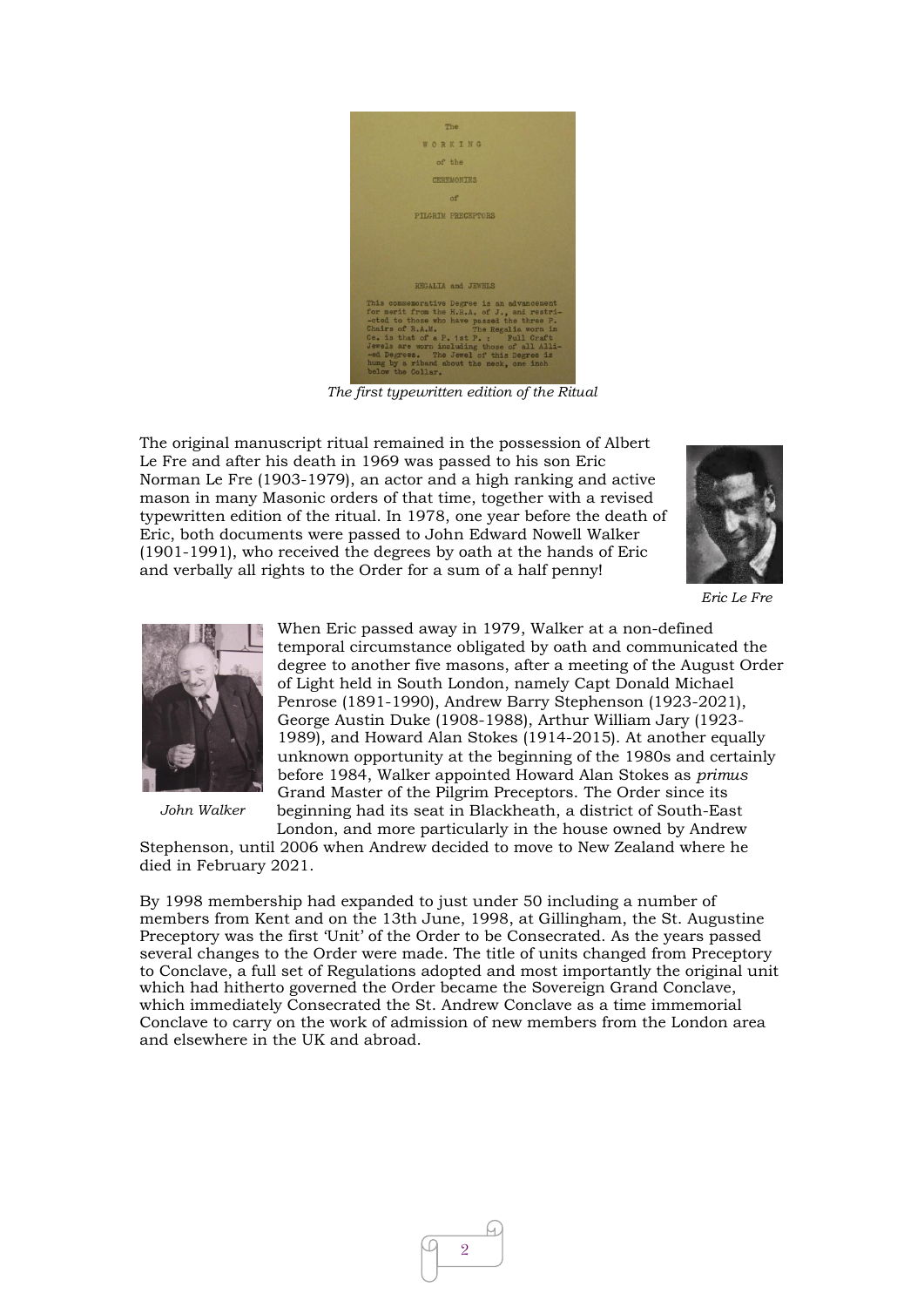The WORKING of the CEREMONIES of PILGRIM PRECEPTORS

REGALIA and JEWELS

This commemorative Degree is an advancement for merit from the H.R.A. of J., and restricted to those who have passed the three P. Chairs of R.A.M. The Regalia worn in Ce. is that of a P. 1st P. : Full Craft Jewels are worn including those of all Allied Degrees. The Jewel of this Degree is hung by a riband about the neck, one inch below the Collar.

*The first typewritten edition of the Ritual*

The original manuscript ritual remained in the possession of Albert Le Fre and after his death in 1969 was passed to his son Eric Norman Le Fre (1903-1979), an actor and a high ranking and active mason in many Masonic orders of that time, together with a revised typewritten edition of the ritual. In 1978, one year before the death of Eric, both documents were passed to John Edward Nowell Walker (1901-1991), who received the degrees by oath at the hands of Eric and verbally all rights to the Order for a sum of a half penny!

*Eric Le Fre*

When Eric passed away in 1979, Walker at a non-defined temporal circumstance obligated by oath and communicated the degree to another five masons, after a meeting of the August Order of Light held in South London, namely Capt Donald Michael Penrose (1891-1990), Andrew Barry Stephenson (1923-2021), George Austin Duke (1908-1988), Arthur William Jary (1923-1989), and Howard Alan Stokes (1914-2015). At another equally unknown opportunity at the beginning of the 1980s and certainly before 1984, Walker appointed Howard Alan Stokes as *primus* Grand Master of the Pilgrim Preceptors. The Order since its beginning had its seat in Blackheath, a district of South-East London, and more particularly in the house owned by Andrew Stephenson, until 2006 when Andrew decided to move to New Zealand where he died in February 2021.

*John Walker*

By 1998 membership had expanded to just under 50 including a number of members from Kent and on the 13th June, 1998, at Gillingham, the St. Augustine Preceptory was the first 'Unit' of the Order to be Consecrated. As the years passed several changes to the Order were made. The title of units changed from Preceptory to Conclave, a full set of Regulations adopted and most importantly the original unit which had hitherto governed the Order became the Sovereign Grand Conclave, which immediately Consecrated the St. Andrew Conclave as a time immemorial Conclave to carry on the work of admission of new members from the London area and elsewhere in the UK and abroad.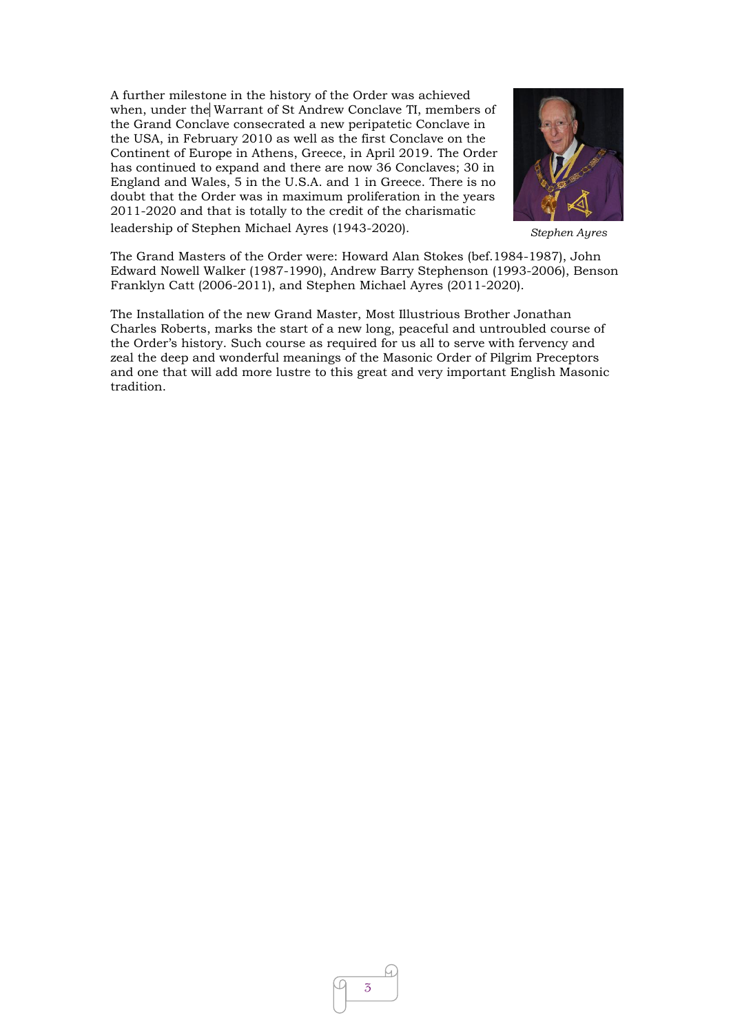A further milestone in the history of the Order was achieved when, under the Warrant of St Andrew Conclave TI, members of the Grand Conclave consecrated a new peripatetic Conclave in the USA, in February 2010 as well as the first Conclave on the Continent of Europe in Athens, Greece, in April 2019. The Order has continued to expand and there are now 36 Conclaves; 30 in England and Wales, 5 in the U.S.A. and 1 in Greece. There is no doubt that the Order was in maximum proliferation in the years 2011-2020 and that is totally to the credit of the charismatic leadership of Stephen Michael Ayres (1943-2020).

*Stephen Ayres*

The Grand Masters of the Order were: Howard Alan Stokes (bef.1984-1987), John Edward Nowell Walker (1987-1990), Andrew Barry Stephenson (1993-2006), Benson Franklyn Catt (2006-2011), and Stephen Michael Ayres (2011-2020).

The Installation of the new Grand Master, Most Illustrious Brother Jonathan Charles Roberts, marks the start of a new long, peaceful and untroubled course of the Order's history. Such course as required for us all to serve with fervency and zeal the deep and wonderful meanings of the Masonic Order of Pilgrim Preceptors and one that will add more lustre to this great and very important English Masonic tradition.